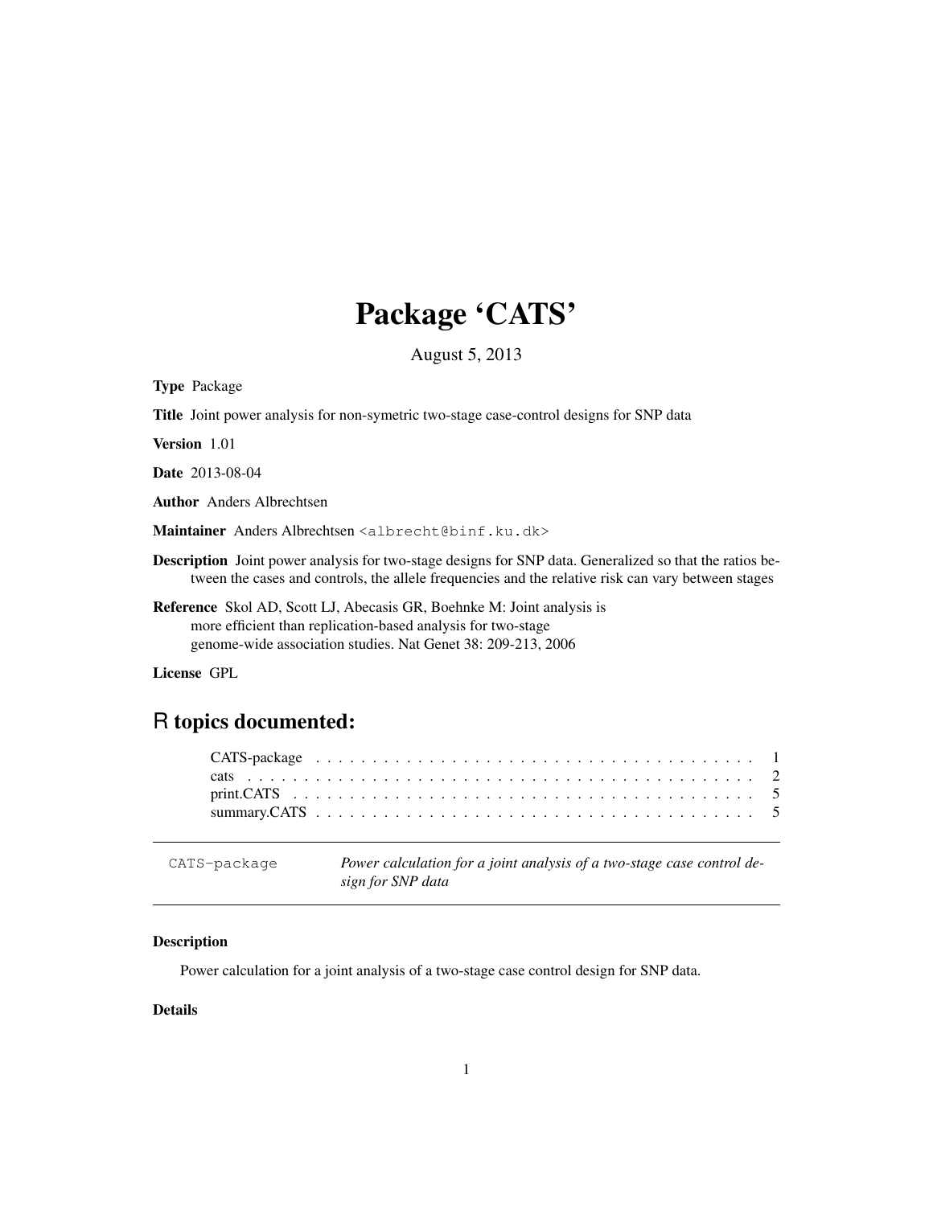# Package 'CATS'

August 5, 2013

**Type** Package

**Title** Joint power analysis for non-symetric two-stage case-control designs for SNP data

**Version** 1.01

**Date** 2013-08-04

**Author** Anders Albrechtsen

**Maintainer** Anders Albrechtsen <albrecht@binf.ku.dk>

**Description** Joint power analysis for two-stage designs for SNP data. Generalized so that the ratios between the cases and controls, the allele frequencies and the relative risk can vary between stages

**Reference** Skol AD, Scott LJ, Abecasis GR, Boehnke M: Joint analysis is more efficient than replication-based analysis for two-stage genome-wide association studies. Nat Genet 38: 209-213, 2006

**License** GPL

## R topics documented:

CATS-package . . . . . . . . . . . . . . . . . . . . . . . . . . . . . . . . . . . . . . . . 1
cats . . . . . . . . . . . . . . . . . . . . . . . . . . . . . . . . . . . . . . . . . . . . 2
print.CATS . . . . . . . . . . . . . . . . . . . . . . . . . . . . . . . . . . . . . . . . 5
summary.CATS . . . . . . . . . . . . . . . . . . . . . . . . . . . . . . . . . . . . . . 5

---

`CATS-package` *Power calculation for a joint analysis of a two-stage case control design for SNP data*

---

### Description

Power calculation for a joint analysis of a two-stage case control design for SNP data.

### Details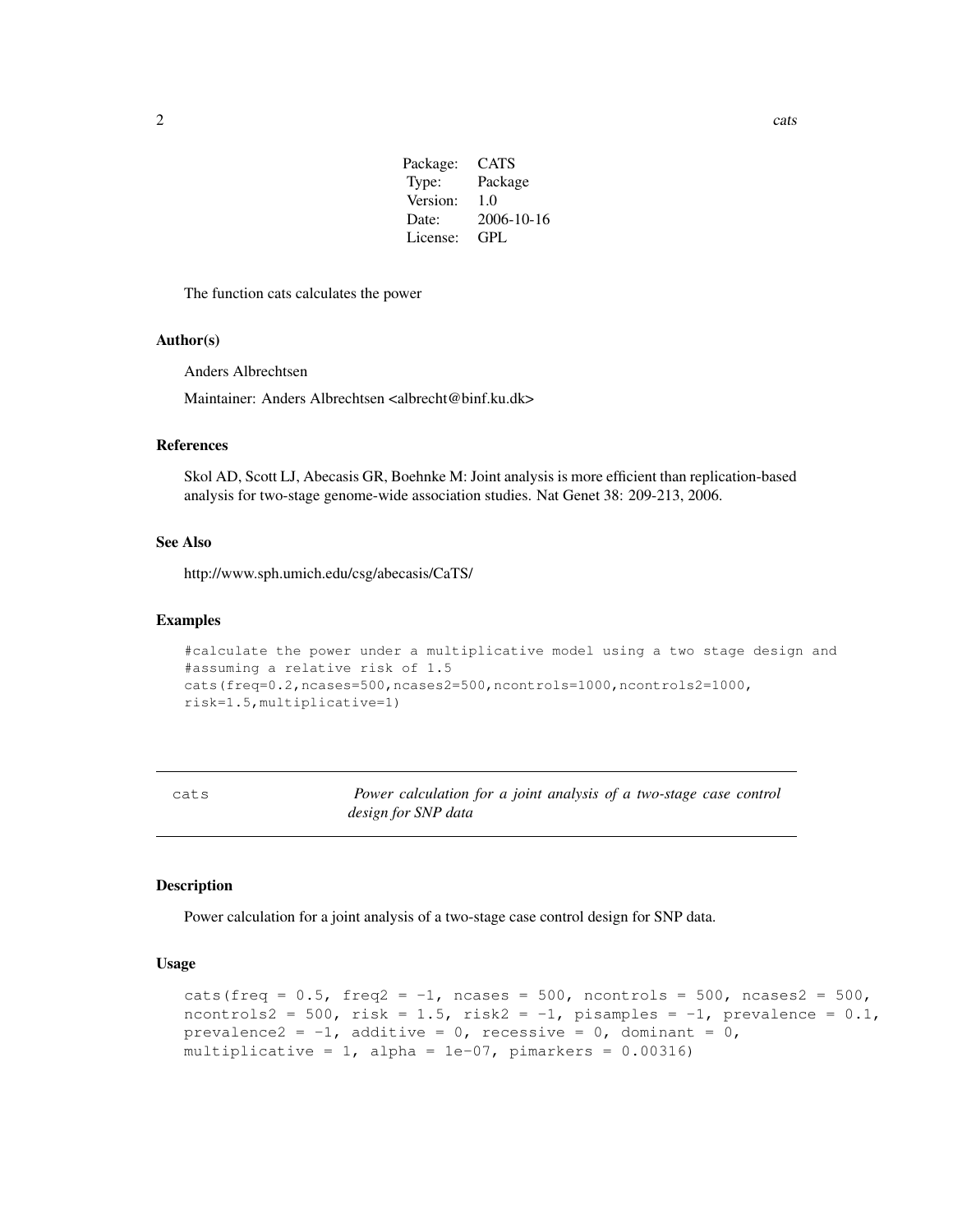| Package: | CATS |
| --- | --- |
| Type: | Package |
| Version: | 1.0 |
| Date: | 2006-10-16 |
| License: | GPL |

The function cats calculates the power

### Author(s)

Anders Albrechtsen

Maintainer: Anders Albrechtsen <albrecht@binf.ku.dk>

### References

Skol AD, Scott LJ, Abecasis GR, Boehnke M: Joint analysis is more efficient than replication-based analysis for two-stage genome-wide association studies. Nat Genet 38: 209-213, 2006.

### See Also

http://www.sph.umich.edu/csg/abecasis/CaTS/

### Examples

```
#calculate the power under a multiplicative model using a two stage design and
#assuming a relative risk of 1.5
cats(freq=0.2,ncases=500,ncases2=500,ncontrols=1000,ncontrols2=1000,
risk=1.5,multiplicative=1)
```

---

## cats — *Power calculation for a joint analysis of a two-stage case control design for SNP data*

---

### Description

Power calculation for a joint analysis of a two-stage case control design for SNP data.

### Usage

```
cats(freq = 0.5, freq2 = -1, ncases = 500, ncontrols = 500, ncases2 = 500,
ncontrols2 = 500, risk = 1.5, risk2 = -1, pisamples = -1, prevalence = 0.1,
prevalence2 = -1, additive = 0, recessive = 0, dominant = 0,
multiplicative = 1, alpha = 1e-07, pimarkers = 0.00316)
```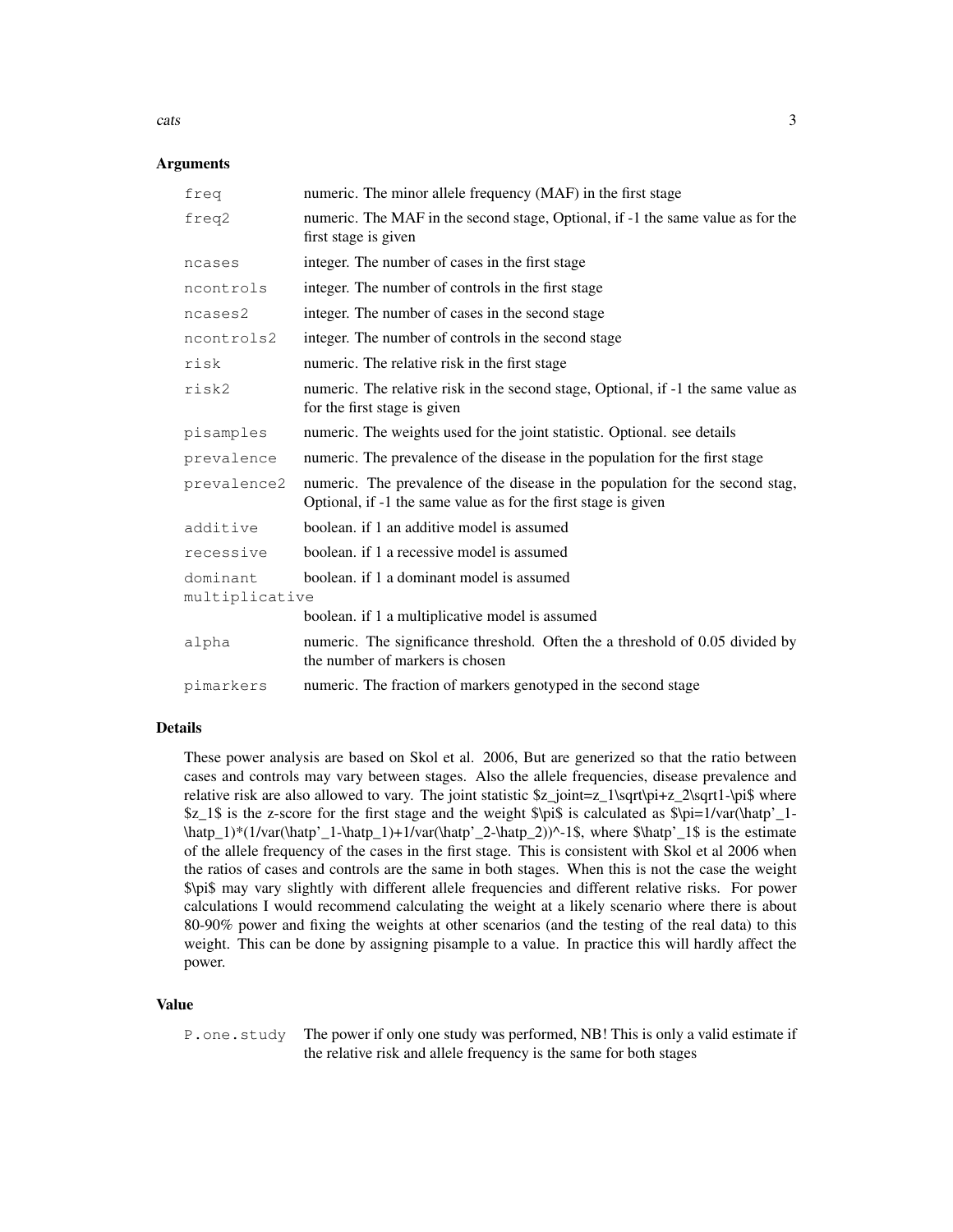### Arguments

| | |
|---|---|
| freq | numeric. The minor allele frequency (MAF) in the first stage |
| freq2 | numeric. The MAF in the second stage, Optional, if -1 the same value as for the first stage is given |
| ncases | integer. The number of cases in the first stage |
| ncontrols | integer. The number of controls in the first stage |
| ncases2 | integer. The number of cases in the second stage |
| ncontrols2 | integer. The number of controls in the second stage |
| risk | numeric. The relative risk in the first stage |
| risk2 | numeric. The relative risk in the second stage, Optional, if -1 the same value as for the first stage is given |
| pisamples | numeric. The weights used for the joint statistic. Optional. see details |
| prevalence | numeric. The prevalence of the disease in the population for the first stage |
| prevalence2 | numeric. The prevalence of the disease in the population for the second stag, Optional, if -1 the same value as for the first stage is given |
| additive | boolean. if 1 an additive model is assumed |
| recessive | boolean. if 1 a recessive model is assumed |
| dominant | boolean. if 1 a dominant model is assumed |
| multiplicative | boolean. if 1 a multiplicative model is assumed |
| alpha | numeric. The significance threshold. Often the a threshold of 0.05 divided by the number of markers is chosen |
| pimarkers | numeric. The fraction of markers genotyped in the second stage |

### Details

These power analysis are based on Skol et al. 2006, But are generized so that the ratio between cases and controls may vary between stages. Also the allele frequencies, disease prevalence and relative risk are also allowed to vary. The joint statistic $z_joint=z_1\sqrt\pi+z_2\sqrt1-\pi$ where $z_1$ is the z-score for the first stage and the weight $\pi$ is calculated as $\pi=1/var(\hatp'_1-\hatp_1)*(1/var(\hatp'_1-\hatp_1)+1/var(\hatp'_2-\hatp_2))^-1$, where $\hatp'_1$ is the estimate of the allele frequency of the cases in the first stage. This is consistent with Skol et al 2006 when the ratios of cases and controls are the same in both stages. When this is not the case the weight $\pi$ may vary slightly with different allele frequencies and different relative risks. For power calculations I would recommend calculating the weight at a likely scenario where there is about 80-90% power and fixing the weights at other scenarios (and the testing of the real data) to this weight. This can be done by assigning pisample to a value. In practice this will hardly affect the power.

### Value

| | |
|---|---|
| P.one.study | The power if only one study was performed, NB! This is only a valid estimate if the relative risk and allele frequency is the same for both stages |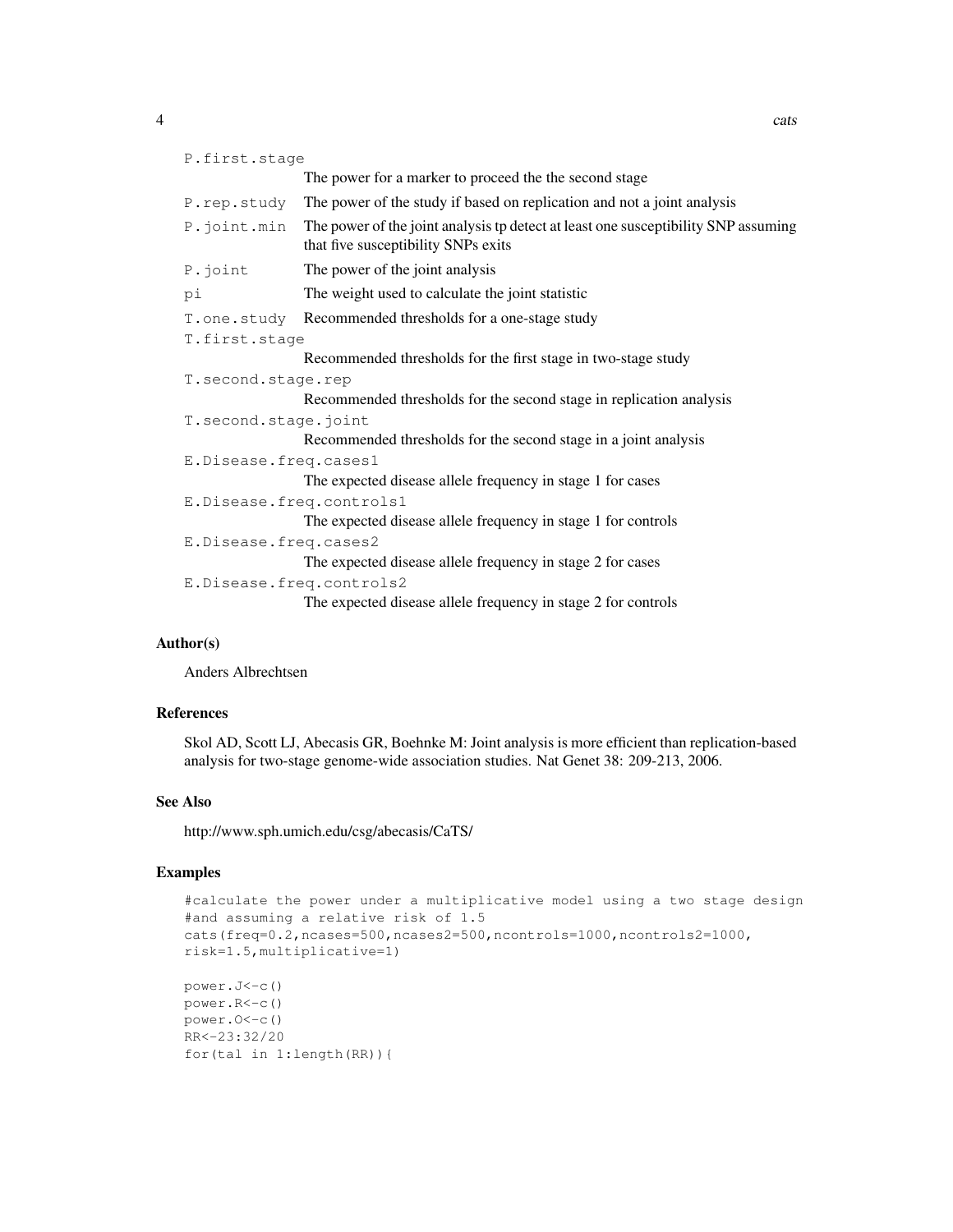P.first.stage
: The power for a marker to proceed the the second stage

P.rep.study
: The power of the study if based on replication and not a joint analysis

P.joint.min
: The power of the joint analysis tp detect at least one susceptibility SNP assuming that five susceptibility SNPs exits

P.joint
: The power of the joint analysis

pi
: The weight used to calculate the joint statistic

T.one.study
: Recommended thresholds for a one-stage study

T.first.stage
: Recommended thresholds for the first stage in two-stage study

T.second.stage.rep
: Recommended thresholds for the second stage in replication analysis

T.second.stage.joint
: Recommended thresholds for the second stage in a joint analysis

E.Disease.freq.cases1
: The expected disease allele frequency in stage 1 for cases

E.Disease.freq.controls1
: The expected disease allele frequency in stage 1 for controls

E.Disease.freq.cases2
: The expected disease allele frequency in stage 2 for cases

E.Disease.freq.controls2
: The expected disease allele frequency in stage 2 for controls

## Author(s)

Anders Albrechtsen

## References

Skol AD, Scott LJ, Abecasis GR, Boehnke M: Joint analysis is more efficient than replication-based analysis for two-stage genome-wide association studies. Nat Genet 38: 209-213, 2006.

## See Also

http://www.sph.umich.edu/csg/abecasis/CaTS/

## Examples

```
#calculate the power under a multiplicative model using a two stage design
#and assuming a relative risk of 1.5
cats(freq=0.2,ncases=500,ncases2=500,ncontrols=1000,ncontrols2=1000,
risk=1.5,multiplicative=1)

power.J<-c()
power.R<-c()
power.O<-c()
RR<-23:32/20
for(tal in 1:length(RR)){
```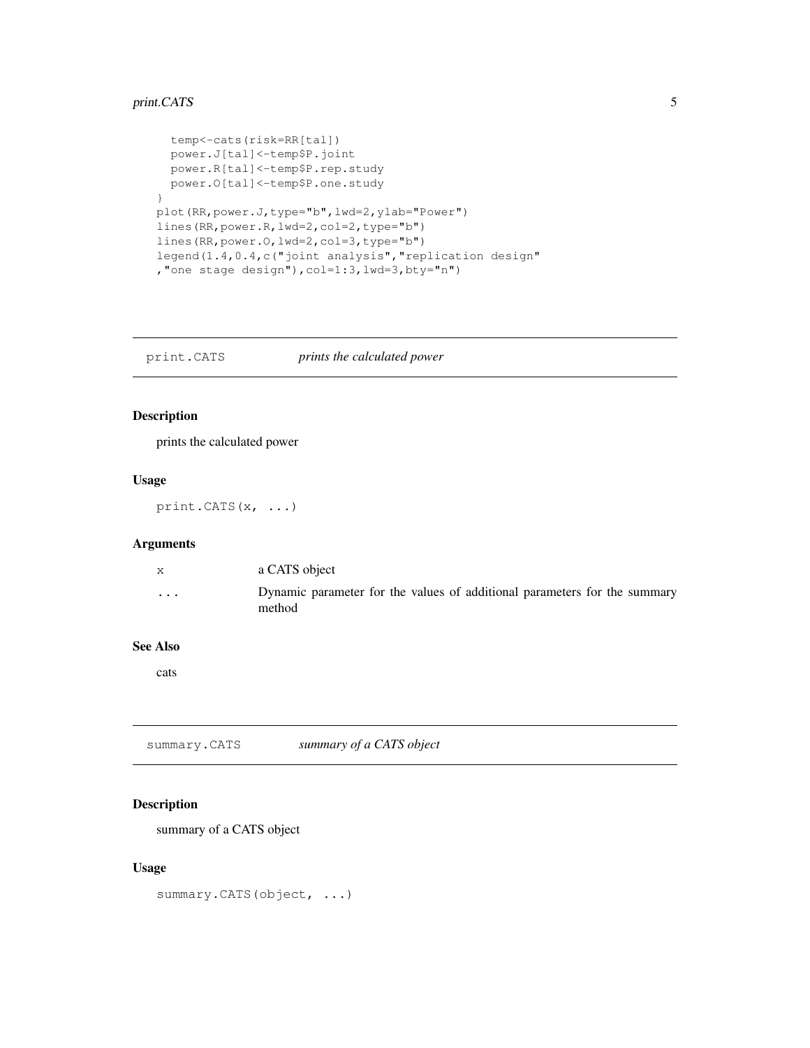```
  temp<-cats(risk=RR[tal])
  power.J[tal]<-temp$P.joint
  power.R[tal]<-temp$P.rep.study
  power.O[tal]<-temp$P.one.study
}
plot(RR,power.J,type="b",lwd=2,ylab="Power")
lines(RR,power.R,lwd=2,col=2,type="b")
lines(RR,power.O,lwd=2,col=3,type="b")
legend(1.4,0.4,c("joint analysis","replication design"
,"one stage design"),col=1:3,lwd=3,bty="n")
```

## print.CATS *prints the calculated power*

### Description

prints the calculated power

### Usage

```
print.CATS(x, ...)
```

### Arguments

| | |
|---|---|
| x | a CATS object |
| ... | Dynamic parameter for the values of additional parameters for the summary method |

### See Also

cats

## summary.CATS *summary of a CATS object*

### Description

summary of a CATS object

### Usage

```
summary.CATS(object, ...)
```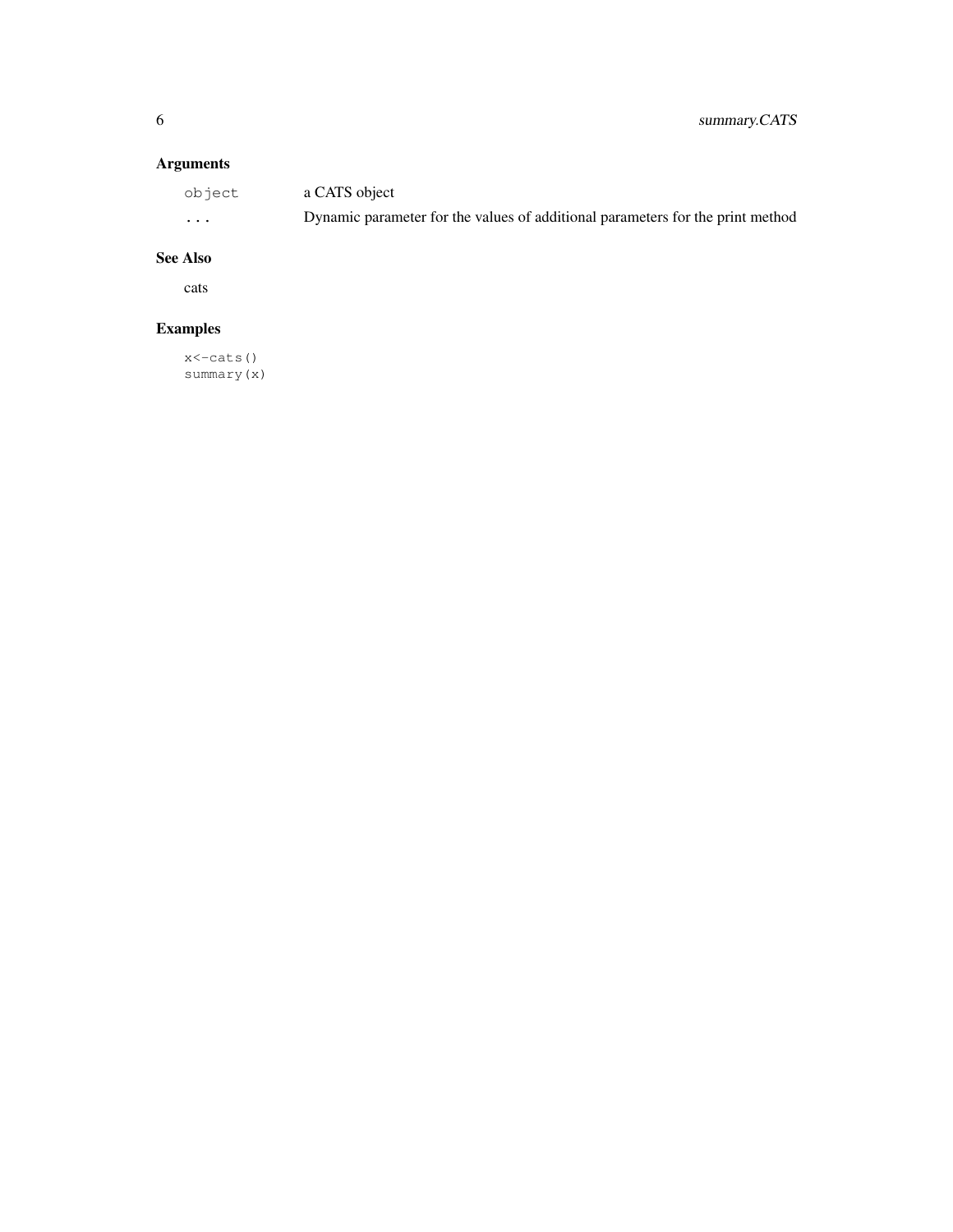## Arguments

| | |
|---|---|
| `object` | a CATS object |
| `...` | Dynamic parameter for the values of additional parameters for the print method |

## See Also

cats

## Examples

```
x<-cats()
summary(x)
```